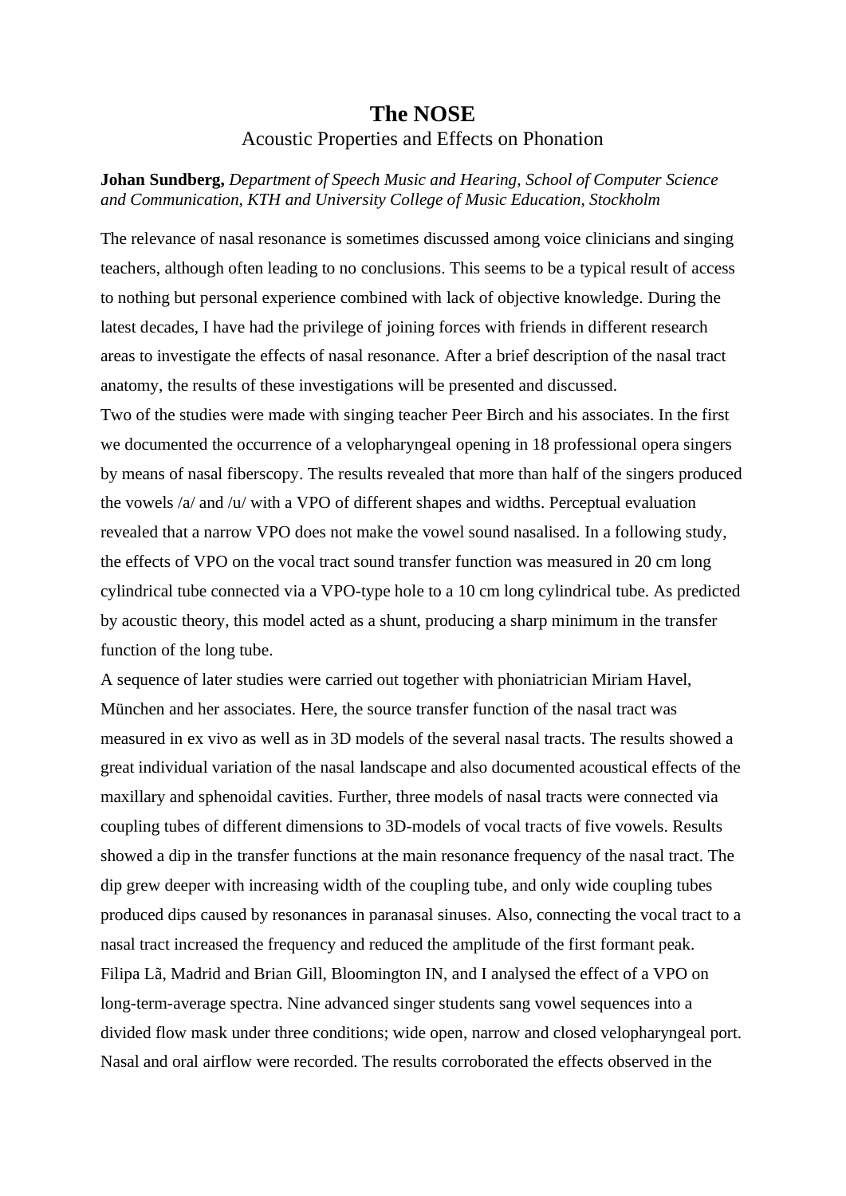# The NOSE

Acoustic Properties and Effects on Phonation

**Johan Sundberg,** *Department of Speech Music and Hearing, School of Computer Science and Communication, KTH and University College of Music Education, Stockholm*

The relevance of nasal resonance is sometimes discussed among voice clinicians and singing teachers, although often leading to no conclusions. This seems to be a typical result of access to nothing but personal experience combined with lack of objective knowledge. During the latest decades, I have had the privilege of joining forces with friends in different research areas to investigate the effects of nasal resonance. After a brief description of the nasal tract anatomy, the results of these investigations will be presented and discussed.

Two of the studies were made with singing teacher Peer Birch and his associates. In the first we documented the occurrence of a velopharyngeal opening in 18 professional opera singers by means of nasal fiberscopy. The results revealed that more than half of the singers produced the vowels /a/ and /u/ with a VPO of different shapes and widths. Perceptual evaluation revealed that a narrow VPO does not make the vowel sound nasalised. In a following study, the effects of VPO on the vocal tract sound transfer function was measured in 20 cm long cylindrical tube connected via a VPO-type hole to a 10 cm long cylindrical tube. As predicted by acoustic theory, this model acted as a shunt, producing a sharp minimum in the transfer function of the long tube.

A sequence of later studies were carried out together with phoniatrician Miriam Havel, München and her associates. Here, the source transfer function of the nasal tract was measured in ex vivo as well as in 3D models of the several nasal tracts. The results showed a great individual variation of the nasal landscape and also documented acoustical effects of the maxillary and sphenoidal cavities. Further, three models of nasal tracts were connected via coupling tubes of different dimensions to 3D-models of vocal tracts of five vowels. Results showed a dip in the transfer functions at the main resonance frequency of the nasal tract. The dip grew deeper with increasing width of the coupling tube, and only wide coupling tubes produced dips caused by resonances in paranasal sinuses. Also, connecting the vocal tract to a nasal tract increased the frequency and reduced the amplitude of the first formant peak.

Filipa Lã, Madrid and Brian Gill, Bloomington IN, and I analysed the effect of a VPO on long-term-average spectra. Nine advanced singer students sang vowel sequences into a divided flow mask under three conditions; wide open, narrow and closed velopharyngeal port. Nasal and oral airflow were recorded. The results corroborated the effects observed in the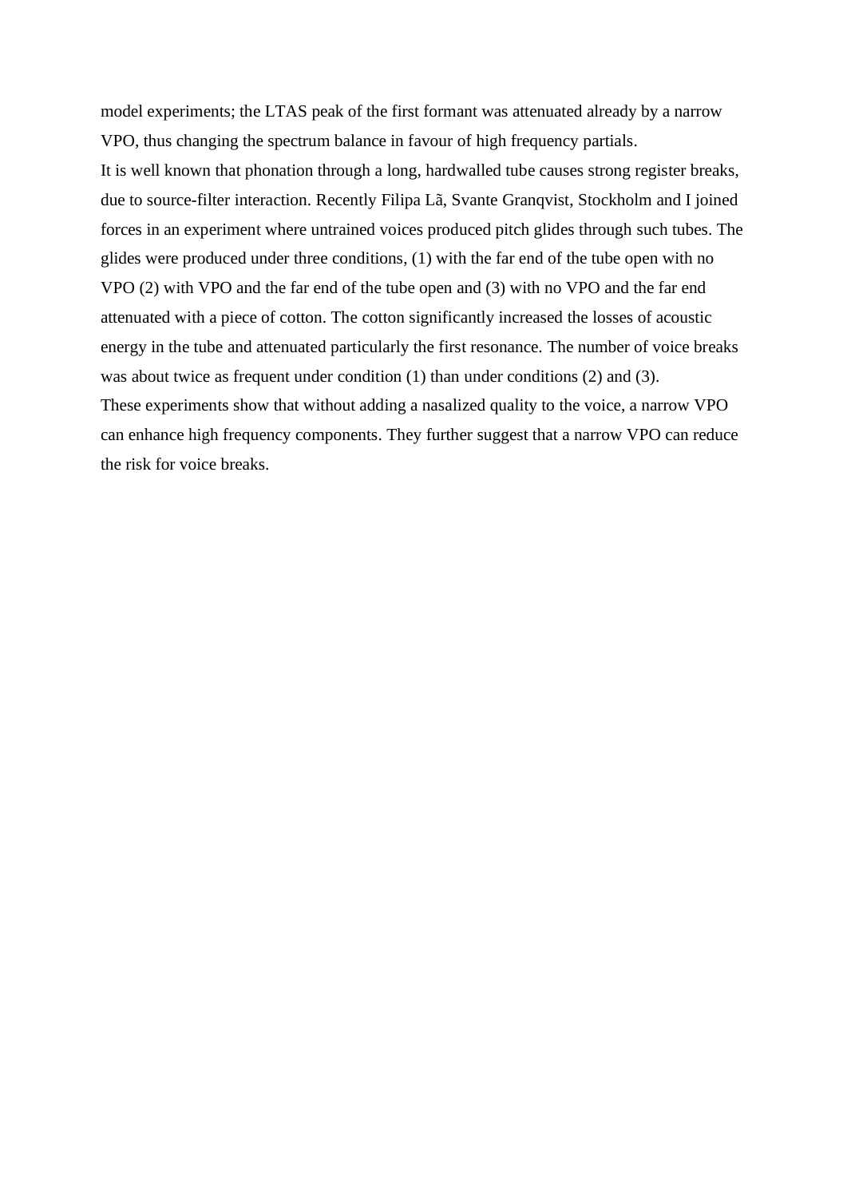model experiments; the LTAS peak of the first formant was attenuated already by a narrow VPO, thus changing the spectrum balance in favour of high frequency partials.

It is well known that phonation through a long, hardwalled tube causes strong register breaks, due to source-filter interaction. Recently Filipa Lã, Svante Granqvist, Stockholm and I joined forces in an experiment where untrained voices produced pitch glides through such tubes. The glides were produced under three conditions, (1) with the far end of the tube open with no VPO (2) with VPO and the far end of the tube open and (3) with no VPO and the far end attenuated with a piece of cotton. The cotton significantly increased the losses of acoustic energy in the tube and attenuated particularly the first resonance. The number of voice breaks was about twice as frequent under condition (1) than under conditions (2) and (3).

These experiments show that without adding a nasalized quality to the voice, a narrow VPO can enhance high frequency components. They further suggest that a narrow VPO can reduce the risk for voice breaks.